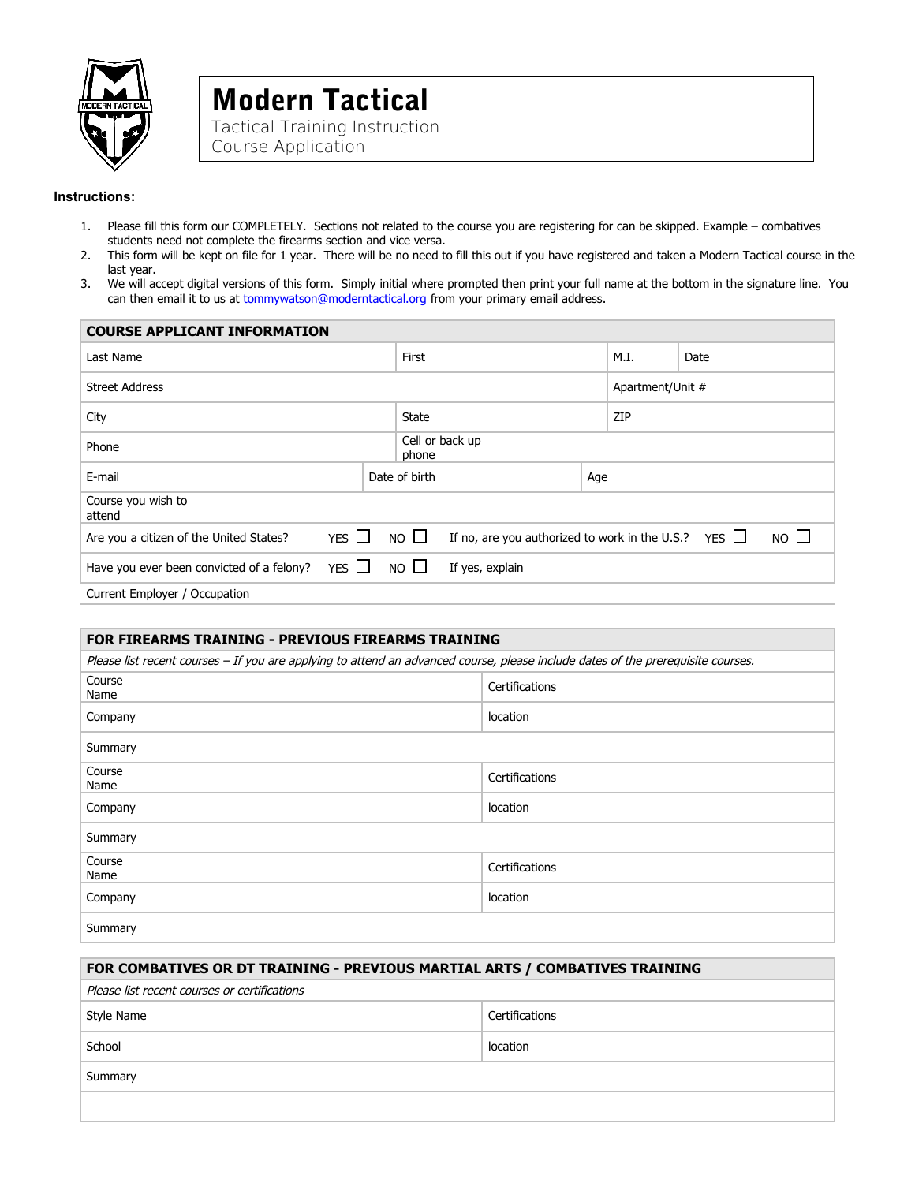# Modern Tactical

Tactical Training Instruction
Course Application

**Instructions:**

1. Please fill this form our COMPLETELY. Sections not related to the course you are registering for can be skipped. Example – combatives students need not complete the firearms section and vice versa.
2. This form will be kept on file for 1 year. There will be no need to fill this out if you have registered and taken a Modern Tactical course in the last year.
3. We will accept digital versions of this form. Simply initial where prompted then print your full name at the bottom in the signature line. You can then email it to us at tommywatson@moderntactical.org from your primary email address.

## COURSE APPLICANT INFORMATION

| | | | |
|---|---|---|---|
| Last Name | First | M.I. | Date |
| Street Address | | Apartment/Unit # | |
| City | State | ZIP | |
| Phone | Cell or back up phone | | |
| E-mail | Date of birth | Age | |
| Course you wish to attend | | | |

Are you a citizen of the United States? YES ☐ NO ☐ If no, are you authorized to work in the U.S.? YES ☐ NO ☐

Have you ever been convicted of a felony? YES ☐ NO ☐ If yes, explain

Current Employer / Occupation

## FOR FIREARMS TRAINING - PREVIOUS FIREARMS TRAINING

*Please list recent courses – If you are applying to attend an advanced course, please include dates of the prerequisite courses.*

| | |
|---|---|
| Course Name | Certifications |
| Company | location |
| Summary | |
| Course Name | Certifications |
| Company | location |
| Summary | |
| Course Name | Certifications |
| Company | location |
| Summary | |

## FOR COMBATIVES OR DT TRAINING - PREVIOUS MARTIAL ARTS / COMBATIVES TRAINING

*Please list recent courses or certifications*

| | |
|---|---|
| Style Name | Certifications |
| School | location |
| Summary | |
| | |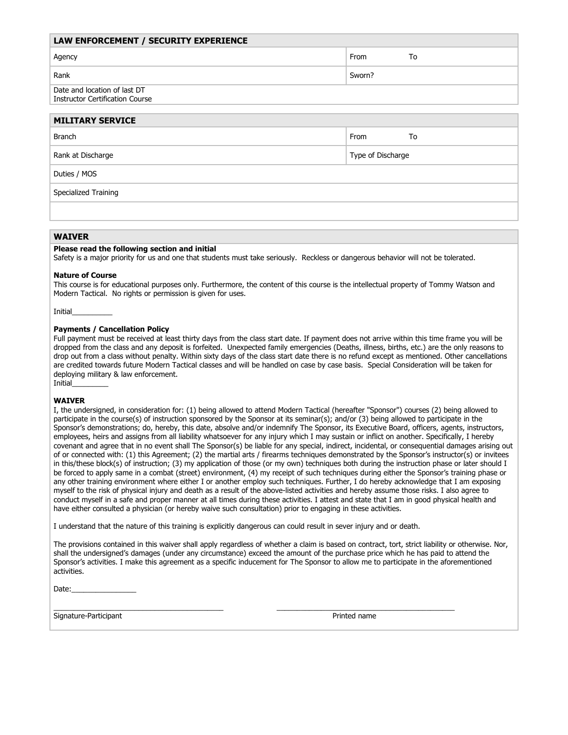## LAW ENFORCEMENT / SECURITY EXPERIENCE

| | |
|---|---|
| Agency | From To |
| Rank | Sworn? |
| Date and location of last DT Instructor Certification Course | |

## MILITARY SERVICE

| | |
|---|---|
| Branch | From To |
| Rank at Discharge | Type of Discharge |
| Duties / MOS | |
| Specialized Training | |
| | |

## WAIVER

**Please read the following section and initial**

Safety is a major priority for us and one that students must take seriously. Reckless or dangerous behavior will not be tolerated.

**Nature of Course**

This course is for educational purposes only. Furthermore, the content of this course is the intellectual property of Tommy Watson and Modern Tactical. No rights or permission is given for uses.

Initial__________

**Payments / Cancellation Policy**

Full payment must be received at least thirty days from the class start date. If payment does not arrive within this time frame you will be dropped from the class and any deposit is forfeited. Unexpected family emergencies (Deaths, illness, births, etc.) are the only reasons to drop out from a class without penalty. Within sixty days of the class start date there is no refund except as mentioned. Other cancellations are credited towards future Modern Tactical classes and will be handled on case by case basis. Special Consideration will be taken for deploying military & law enforcement.

Initial_________

**WAIVER**

I, the undersigned, in consideration for: (1) being allowed to attend Modern Tactical (hereafter "Sponsor") courses (2) being allowed to participate in the course(s) of instruction sponsored by the Sponsor at its seminar(s); and/or (3) being allowed to participate in the Sponsor's demonstrations; do, hereby, this date, absolve and/or indemnify The Sponsor, its Executive Board, officers, agents, instructors, employees, heirs and assigns from all liability whatsoever for any injury which I may sustain or inflict on another. Specifically, I hereby covenant and agree that in no event shall The Sponsor(s) be liable for any special, indirect, incidental, or consequential damages arising out of or connected with: (1) this Agreement; (2) the martial arts / firearms techniques demonstrated by the Sponsor's instructor(s) or invitees in this/these block(s) of instruction; (3) my application of those (or my own) techniques both during the instruction phase or later should I be forced to apply same in a combat (street) environment, (4) my receipt of such techniques during either the Sponsor's training phase or any other training environment where either I or another employ such techniques. Further, I do hereby acknowledge that I am exposing myself to the risk of physical injury and death as a result of the above-listed activities and hereby assume those risks. I also agree to conduct myself in a safe and proper manner at all times during these activities. I attest and state that I am in good physical health and have either consulted a physician (or hereby waive such consultation) prior to engaging in these activities.

I understand that the nature of this training is explicitly dangerous can could result in sever injury and or death.

The provisions contained in this waiver shall apply regardless of whether a claim is based on contract, tort, strict liability or otherwise. Nor, shall the undersigned's damages (under any circumstance) exceed the amount of the purchase price which he has paid to attend the Sponsor's activities. I make this agreement as a specific inducement for The Sponsor to allow me to participate in the aforementioned activities.

Date:________________

___________________________________________ ___________________________________________

Signature-Participant Printed name